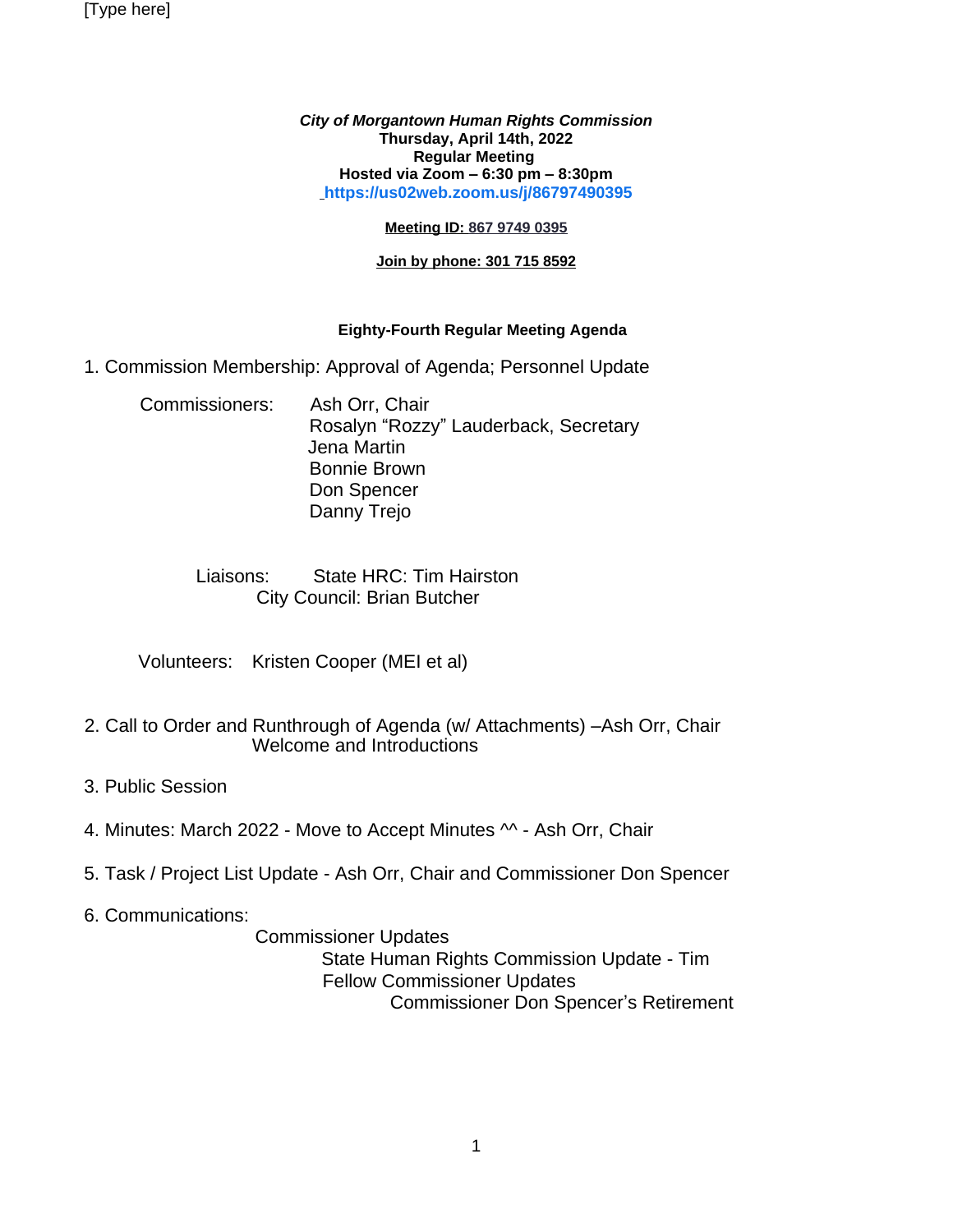[Type here]

***City of Morgantown Human Rights Commission***
**Thursday, April 14th, 2022**
**Regular Meeting**
**Hosted via Zoom – 6:30 pm – 8:30pm**
**https://us02web.zoom.us/j/86797490395**

**Meeting ID: 867 9749 0395**

**Join by phone: 301 715 8592**

**Eighty-Fourth Regular Meeting Agenda**

1. Commission Membership: Approval of Agenda; Personnel Update

   Commissioners: Ash Orr, Chair
   Rosalyn "Rozzy" Lauderback, Secretary
   Jena Martin
   Bonnie Brown
   Don Spencer
   Danny Trejo

   Liaisons: State HRC: Tim Hairston
   City Council: Brian Butcher

   Volunteers: Kristen Cooper (MEI et al)

2. Call to Order and Runthrough of Agenda (w/ Attachments) –Ash Orr, Chair
   Welcome and Introductions

3. Public Session

4. Minutes: March 2022 - Move to Accept Minutes ^^ - Ash Orr, Chair

5. Task / Project List Update - Ash Orr, Chair and Commissioner Don Spencer

6. Communications:
   - Commissioner Updates
     - State Human Rights Commission Update - Tim
     - Fellow Commissioner Updates
       - Commissioner Don Spencer's Retirement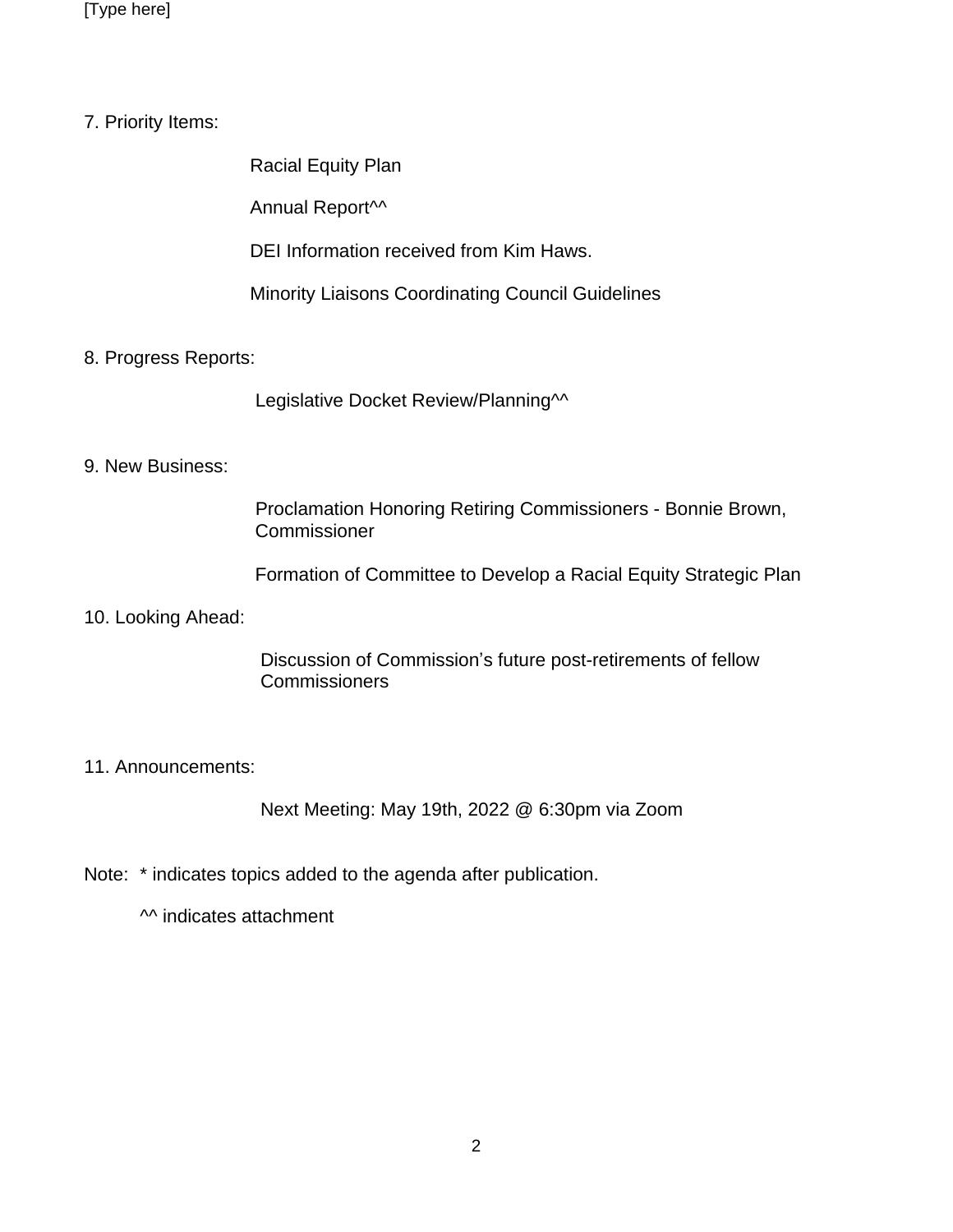7. Priority Items:

Racial Equity Plan

Annual Report^^

DEI Information received from Kim Haws.

Minority Liaisons Coordinating Council Guidelines

8. Progress Reports:

Legislative Docket Review/Planning^^

9. New Business:

Proclamation Honoring Retiring Commissioners - Bonnie Brown, Commissioner

Formation of Committee to Develop a Racial Equity Strategic Plan

10. Looking Ahead:

Discussion of Commission's future post-retirements of fellow Commissioners

11. Announcements:

Next Meeting: May 19th, 2022 @ 6:30pm via Zoom

Note: * indicates topics added to the agenda after publication.

^^ indicates attachment